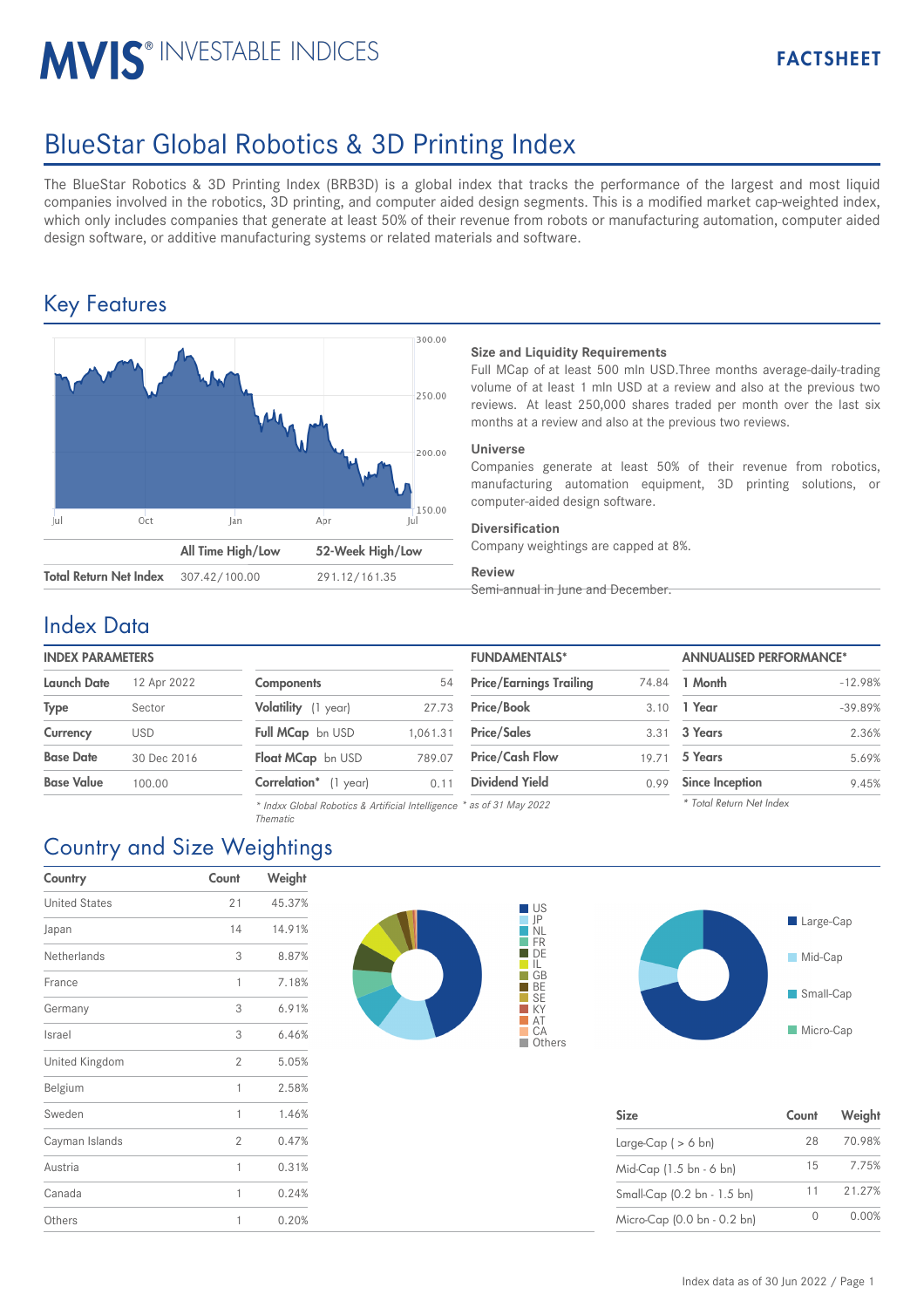MVIS® INVESTABLE INDICES

FACTSHEET

# BlueStar Global Robotics & 3D Printing Index

The BlueStar Robotics & 3D Printing Index (BRB3D) is a global index that tracks the performance of the largest and most liquid companies involved in the robotics, 3D printing, and computer aided design segments. This is a modified market cap-weighted index, which only includes companies that generate at least 50% of their revenue from robots or manufacturing automation, computer aided design software, or additive manufacturing systems or related materials and software.

## Key Features

| | All Time High/Low | 52-Week High/Low |
|---|---|---|
| Total Return Net Index | 307.42/100.00 | 291.12/161.35 |

**Size and Liquidity Requirements**
Full MCap of at least 500 mln USD.Three months average-daily-trading volume of at least 1 mln USD at a review and also at the previous two reviews. At least 250,000 shares traded per month over the last six months at a review and also at the previous two reviews.

**Universe**
Companies generate at least 50% of their revenue from robotics, manufacturing automation equipment, 3D printing solutions, or computer-aided design software.

**Diversification**
Company weightings are capped at 8%.

**Review**
Semi-annual in June and December.

## Index Data

| INDEX PARAMETERS | |
|---|---|
| Launch Date | 12 Apr 2022 |
| Type | Sector |
| Currency | USD |
| Base Date | 30 Dec 2016 |
| Base Value | 100.00 |

| | |
|---|---|
| Components | 54 |
| Volatility (1 year) | 27.73 |
| Full MCap bn USD | 1,061.31 |
| Float MCap bn USD | 789.07 |
| Correlation* (1 year) | 0.11 |

*\* Indxx Global Robotics & Artificial Intelligence Thematic*

| FUNDAMENTALS* | |
|---|---|
| Price/Earnings Trailing | 74.84 |
| Price/Book | 3.10 |
| Price/Sales | 3.31 |
| Price/Cash Flow | 19.71 |
| Dividend Yield | 0.99 |

*\* as of 31 May 2022*

| ANNUALISED PERFORMANCE* | |
|---|---|
| 1 Month | -12.98% |
| 1 Year | -39.89% |
| 3 Years | 2.36% |
| 5 Years | 5.69% |
| Since Inception | 9.45% |

*\* Total Return Net Index*

## Country and Size Weightings

| Country | Count | Weight |
|---|---|---|
| United States | 21 | 45.37% |
| Japan | 14 | 14.91% |
| Netherlands | 3 | 8.87% |
| France | 1 | 7.18% |
| Germany | 3 | 6.91% |
| Israel | 3 | 6.46% |
| United Kingdom | 2 | 5.05% |
| Belgium | 1 | 2.58% |
| Sweden | 1 | 1.46% |
| Cayman Islands | 2 | 0.47% |
| Austria | 1 | 0.31% |
| Canada | 1 | 0.24% |
| Others | 1 | 0.20% |

| Size | Count | Weight |
|---|---|---|
| Large-Cap ( > 6 bn) | 28 | 70.98% |
| Mid-Cap (1.5 bn - 6 bn) | 15 | 7.75% |
| Small-Cap (0.2 bn - 1.5 bn) | 11 | 21.27% |
| Micro-Cap (0.0 bn - 0.2 bn) | 0 | 0.00% |

Index data as of 30 Jun 2022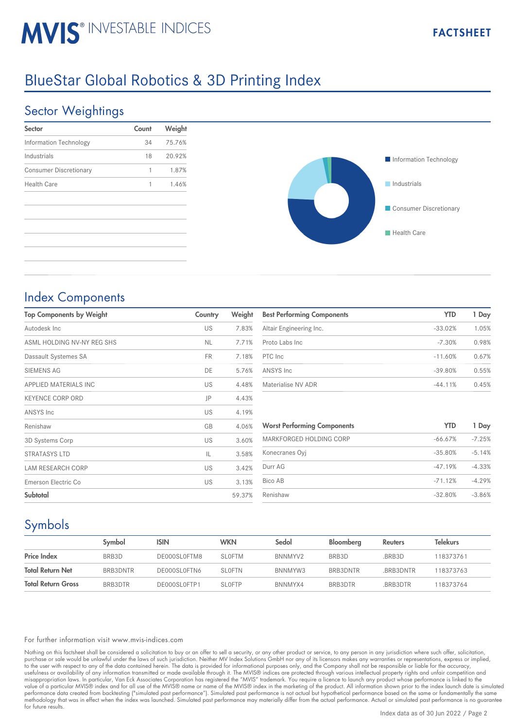# MVIS® INVESTABLE INDICES

FACTSHEET

# BlueStar Global Robotics & 3D Printing Index

## Sector Weightings

| Sector | Count | Weight |
|---|---|---|
| Information Technology | 34 | 75.76% |
| Industrials | 18 | 20.92% |
| Consumer Discretionary | 1 | 1.87% |
| Health Care | 1 | 1.46% |

Information Technology

Industrials

Consumer Discretionary

Health Care

## Index Components

| Top Components by Weight | Country | Weight |
|---|---|---|
| Autodesk Inc | US | 7.83% |
| ASML HOLDING NV-NY REG SHS | NL | 7.71% |
| Dassault Systemes SA | FR | 7.18% |
| SIEMENS AG | DE | 5.76% |
| APPLIED MATERIALS INC | US | 4.48% |
| KEYENCE CORP ORD | JP | 4.43% |
| ANSYS Inc | US | 4.19% |
| Renishaw | GB | 4.06% |
| 3D Systems Corp | US | 3.60% |
| STRATASYS LTD | IL | 3.58% |
| LAM RESEARCH CORP | US | 3.42% |
| Emerson Electric Co | US | 3.13% |
| **Subtotal** | | 59.37% |

| Best Performing Components | YTD | 1 Day |
|---|---|---|
| Altair Engineering Inc. | -33.02% | 1.05% |
| Proto Labs Inc | -7.30% | 0.98% |
| PTC Inc | -11.60% | 0.67% |
| ANSYS Inc | -39.80% | 0.55% |
| Materialise NV ADR | -44.11% | 0.45% |

| Worst Performing Components | YTD | 1 Day |
|---|---|---|
| MARKFORGED HOLDING CORP | -66.67% | -7.25% |
| Konecranes Oyj | -35.80% | -5.14% |
| Durr AG | -47.19% | -4.33% |
| Bico AB | -71.12% | -4.29% |
| Renishaw | -32.80% | -3.86% |

## Symbols

| | Symbol | ISIN | WKN | Sedol | Bloomberg | Reuters | Telekurs |
|---|---|---|---|---|---|---|---|
| **Price Index** | BRB3D | DE000SL0FTM8 | SL0FTM | BNNMYV2 | BRB3D | .BRB3D | 118373761 |
| **Total Return Net** | BRB3DNTR | DE000SL0FTN6 | SL0FTN | BNNMYW3 | BRB3DNTR | .BRB3DNTR | 118373763 |
| **Total Return Gross** | BRB3DTR | DE000SL0FTP1 | SL0FTP | BNNMYX4 | BRB3DTR | .BRB3DTR | 118373764 |

For further information visit www.mvis-indices.com

Nothing on this factsheet shall be considered a solicitation to buy or an offer to sell a security, or any other product or service, to any person in any jurisdiction where such offer, solicitation, purchase or sale would be unlawful under the laws of such jurisdiction. Neither MV Index Solutions GmbH nor any of its licensors makes any warranties or representations, express or implied, to the user with respect to any of the data contained herein. The data is provided for informational purposes only, and the Company shall not be responsible or liable for the accuracy, usefulness or availability of any information transmitted or made available through it. The MVIS® indices are protected through various intellectual property rights and unfair competition and misappropriation laws. In particular, Van Eck Associates Corporation has registered the "MVIS" trademark. You require a licence to launch any product whose performance is linked to the value of a particular MVIS® index and for all use of the MVIS® name or name of the MVIS® index in the marketing of the product. All information shown prior to the index launch date is simulated performance data created from backtesting ("simulated past performance"). Simulated past performance is not actual but hypothetical performance based on the same or fundamentally the same methodology that was in effect when the index was launched. Simulated past performance may materially differ from the actual performance. Actual or simulated past performance is no guarantee for future results.

Index data as of 30 Jun 2022